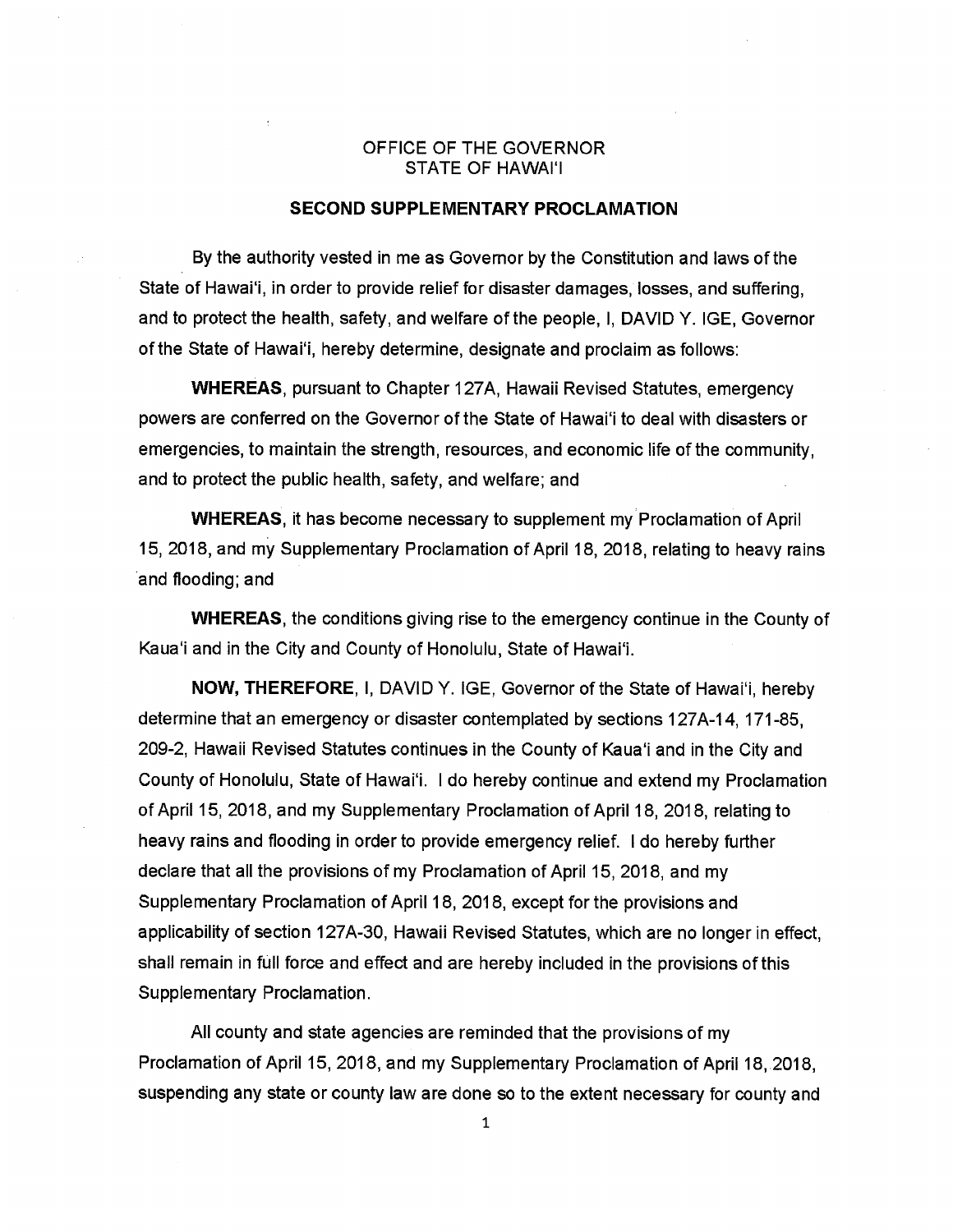OFFICE OF THE GOVERNOR
STATE OF HAWAIʻI

**SECOND SUPPLEMENTARY PROCLAMATION**

By the authority vested in me as Governor by the Constitution and laws of the State of Hawaiʻi, in order to provide relief for disaster damages, losses, and suffering, and to protect the health, safety, and welfare of the people, I, DAVID Y. IGE, Governor of the State of Hawaiʻi, hereby determine, designate and proclaim as follows:

**WHEREAS**, pursuant to Chapter 127A, Hawaii Revised Statutes, emergency powers are conferred on the Governor of the State of Hawaiʻi to deal with disasters or emergencies, to maintain the strength, resources, and economic life of the community, and to protect the public health, safety, and welfare; and

**WHEREAS**, it has become necessary to supplement my Proclamation of April 15, 2018, and my Supplementary Proclamation of April 18, 2018, relating to heavy rains and flooding; and

**WHEREAS**, the conditions giving rise to the emergency continue in the County of Kauaʻi and in the City and County of Honolulu, State of Hawaiʻi.

**NOW, THEREFORE**, I, DAVID Y. IGE, Governor of the State of Hawaiʻi, hereby determine that an emergency or disaster contemplated by sections 127A-14, 171-85, 209-2, Hawaii Revised Statutes continues in the County of Kauaʻi and in the City and County of Honolulu, State of Hawaiʻi. I do hereby continue and extend my Proclamation of April 15, 2018, and my Supplementary Proclamation of April 18, 2018, relating to heavy rains and flooding in order to provide emergency relief. I do hereby further declare that all the provisions of my Proclamation of April 15, 2018, and my Supplementary Proclamation of April 18, 2018, except for the provisions and applicability of section 127A-30, Hawaii Revised Statutes, which are no longer in effect, shall remain in full force and effect and are hereby included in the provisions of this Supplementary Proclamation.

All county and state agencies are reminded that the provisions of my Proclamation of April 15, 2018, and my Supplementary Proclamation of April 18, 2018, suspending any state or county law are done so to the extent necessary for county and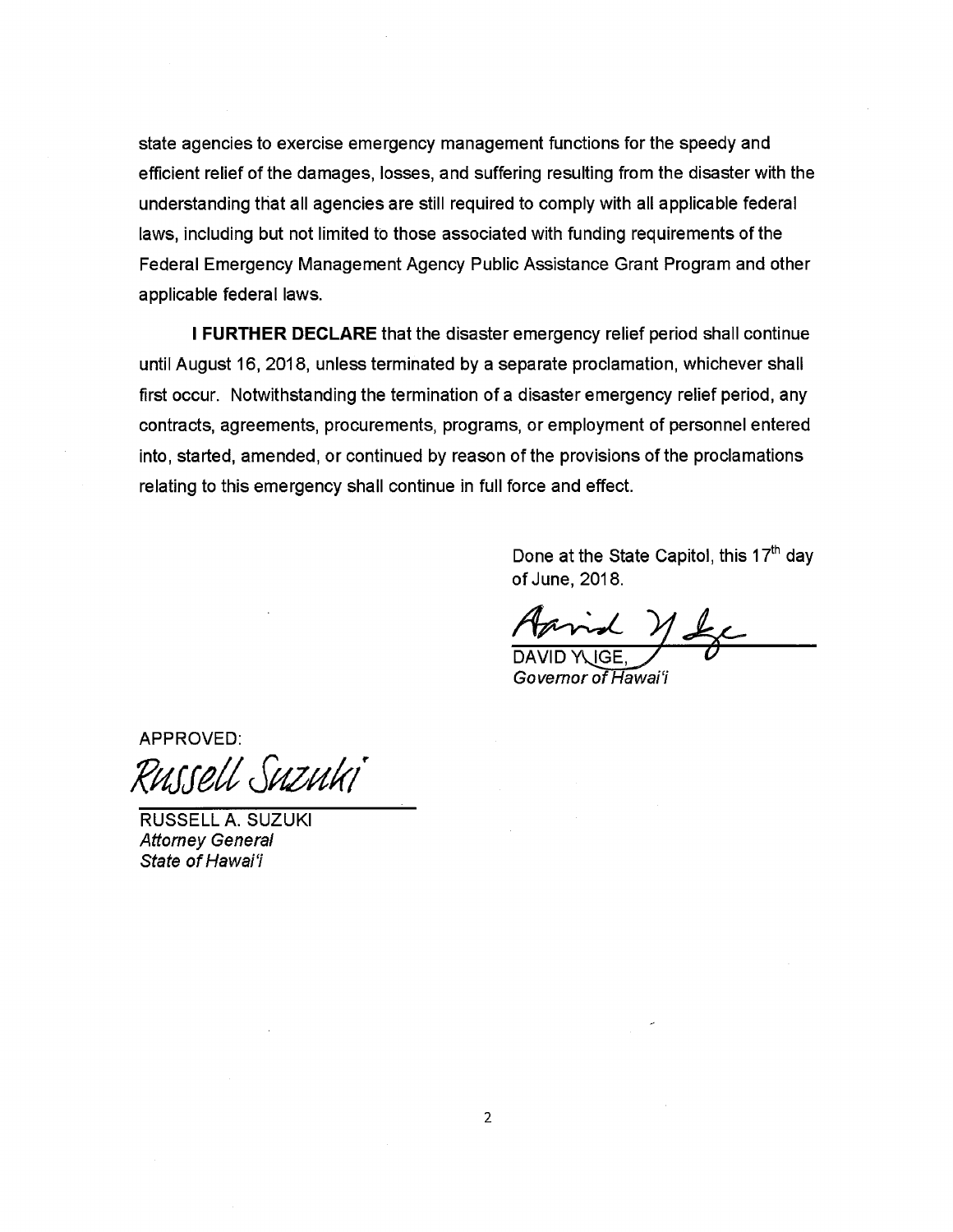state agencies to exercise emergency management functions for the speedy and efficient relief of the damages, losses, and suffering resulting from the disaster with the understanding that all agencies are still required to comply with all applicable federal laws, including but not limited to those associated with funding requirements of the Federal Emergency Management Agency Public Assistance Grant Program and other applicable federal laws.

**I FURTHER DECLARE** that the disaster emergency relief period shall continue until August 16, 2018, unless terminated by a separate proclamation, whichever shall first occur. Notwithstanding the termination of a disaster emergency relief period, any contracts, agreements, procurements, programs, or employment of personnel entered into, started, amended, or continued by reason of the provisions of the proclamations relating to this emergency shall continue in full force and effect.

Done at the State Capitol, this 17th day of June, 2018.

DAVID Y. IGE,
*Governor of Hawai'i*

APPROVED:

RUSSELL A. SUZUKI
*Attorney General*
*State of Hawai'i*